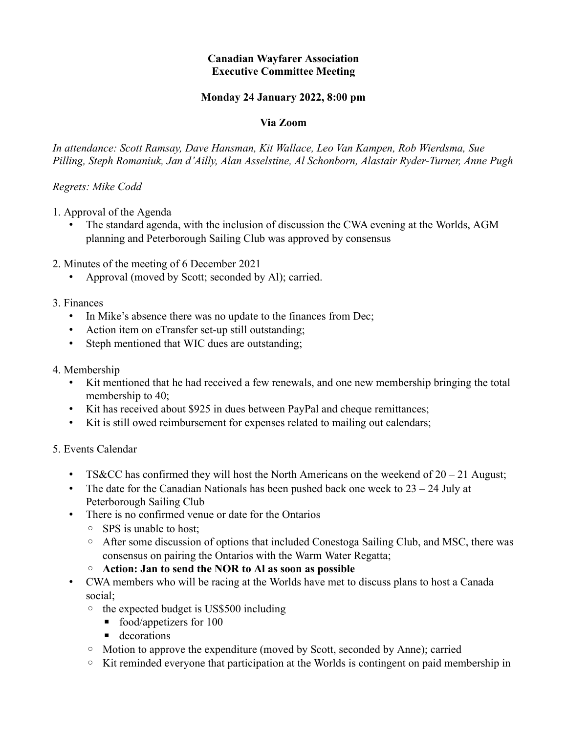**Canadian Wayfarer Association**
**Executive Committee Meeting**

**Monday 24 January 2022, 8:00 pm**

**Via Zoom**

*In attendance: Scott Ramsay, Dave Hansman, Kit Wallace, Leo Van Kampen, Rob Wierdsma, Sue Pilling, Steph Romaniuk, Jan d'Ailly, Alan Asselstine, Al Schonborn, Alastair Ryder-Turner, Anne Pugh*

*Regrets: Mike Codd*

1. Approval of the Agenda
   - The standard agenda, with the inclusion of discussion the CWA evening at the Worlds, AGM planning and Peterborough Sailing Club was approved by consensus

2. Minutes of the meeting of 6 December 2021
   - Approval (moved by Scott; seconded by Al); carried.

3. Finances
   - In Mike's absence there was no update to the finances from Dec;
   - Action item on eTransfer set-up still outstanding;
   - Steph mentioned that WIC dues are outstanding;

4. Membership
   - Kit mentioned that he had received a few renewals, and one new membership bringing the total membership to 40;
   - Kit has received about $925 in dues between PayPal and cheque remittances;
   - Kit is still owed reimbursement for expenses related to mailing out calendars;

5. Events Calendar
   - TS&CC has confirmed they will host the North Americans on the weekend of 20 – 21 August;
   - The date for the Canadian Nationals has been pushed back one week to 23 – 24 July at Peterborough Sailing Club
   - There is no confirmed venue or date for the Ontarios
     - SPS is unable to host;
     - After some discussion of options that included Conestoga Sailing Club, and MSC, there was consensus on pairing the Ontarios with the Warm Water Regatta;
     - **Action: Jan to send the NOR to Al as soon as possible**
   - CWA members who will be racing at the Worlds have met to discuss plans to host a Canada social;
     - the expected budget is US$500 including
       - food/appetizers for 100
       - decorations
     - Motion to approve the expenditure (moved by Scott, seconded by Anne); carried
     - Kit reminded everyone that participation at the Worlds is contingent on paid membership in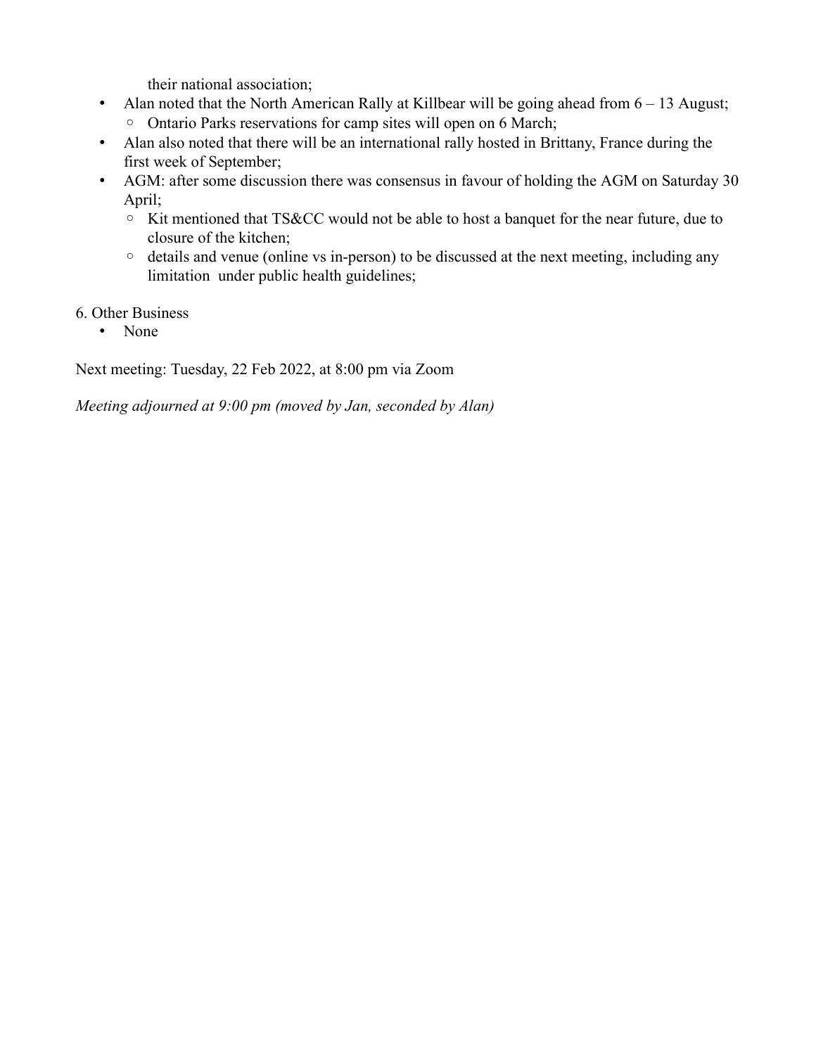their national association;

- Alan noted that the North American Rally at Killbear will be going ahead from 6 – 13 August;
    - Ontario Parks reservations for camp sites will open on 6 March;
- Alan also noted that there will be an international rally hosted in Brittany, France during the first week of September;
- AGM: after some discussion there was consensus in favour of holding the AGM on Saturday 30 April;
    - Kit mentioned that TS&CC would not be able to host a banquet for the near future, due to closure of the kitchen;
    - details and venue (online vs in-person) to be discussed at the next meeting, including any limitation under public health guidelines;

6. Other Business

- None

Next meeting: Tuesday, 22 Feb 2022, at 8:00 pm via Zoom

*Meeting adjourned at 9:00 pm (moved by Jan, seconded by Alan)*